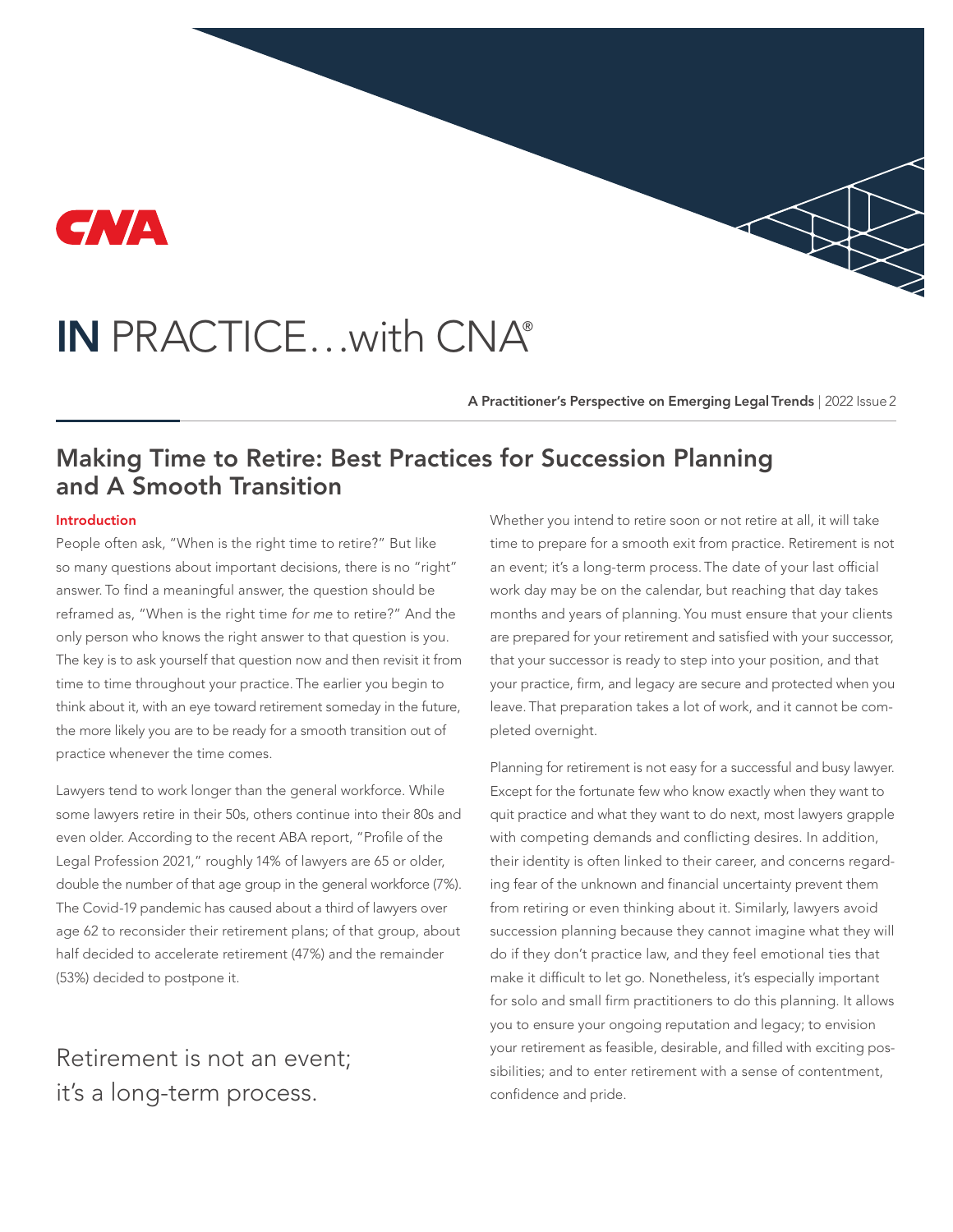# IN PRACTICE…with CNA®

**A Practitioner's Perspective on Emerging Legal Trends** | 2022 Issue 2

## Making Time to Retire: Best Practices for Succession Planning and A Smooth Transition

### Introduction

People often ask, "When is the right time to retire?" But like so many questions about important decisions, there is no "right" answer. To find a meaningful answer, the question should be reframed as, "When is the right time *for me* to retire?" And the only person who knows the right answer to that question is you. The key is to ask yourself that question now and then revisit it from time to time throughout your practice. The earlier you begin to think about it, with an eye toward retirement someday in the future, the more likely you are to be ready for a smooth transition out of practice whenever the time comes.

Lawyers tend to work longer than the general workforce. While some lawyers retire in their 50s, others continue into their 80s and even older. According to the recent ABA report, "Profile of the Legal Profession 2021," roughly 14% of lawyers are 65 or older, double the number of that age group in the general workforce (7%). The Covid-19 pandemic has caused about a third of lawyers over age 62 to reconsider their retirement plans; of that group, about half decided to accelerate retirement (47%) and the remainder (53%) decided to postpone it.

> Retirement is not an event; it's a long-term process.

Whether you intend to retire soon or not retire at all, it will take time to prepare for a smooth exit from practice. Retirement is not an event; it's a long-term process. The date of your last official work day may be on the calendar, but reaching that day takes months and years of planning. You must ensure that your clients are prepared for your retirement and satisfied with your successor, that your successor is ready to step into your position, and that your practice, firm, and legacy are secure and protected when you leave. That preparation takes a lot of work, and it cannot be completed overnight.

Planning for retirement is not easy for a successful and busy lawyer. Except for the fortunate few who know exactly when they want to quit practice and what they want to do next, most lawyers grapple with competing demands and conflicting desires. In addition, their identity is often linked to their career, and concerns regarding fear of the unknown and financial uncertainty prevent them from retiring or even thinking about it. Similarly, lawyers avoid succession planning because they cannot imagine what they will do if they don't practice law, and they feel emotional ties that make it difficult to let go. Nonetheless, it's especially important for solo and small firm practitioners to do this planning. It allows you to ensure your ongoing reputation and legacy; to envision your retirement as feasible, desirable, and filled with exciting possibilities; and to enter retirement with a sense of contentment, confidence and pride.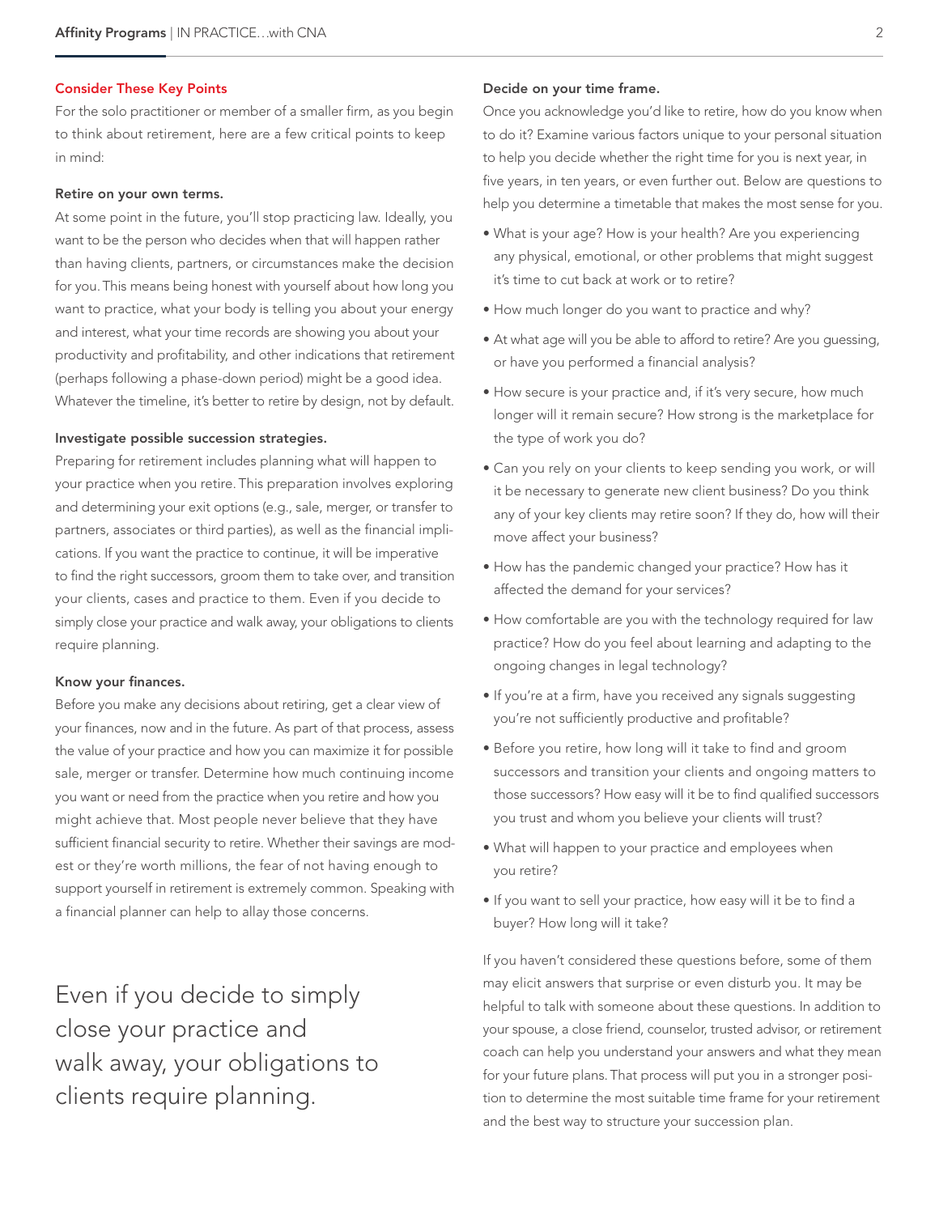## Consider These Key Points

For the solo practitioner or member of a smaller firm, as you begin to think about retirement, here are a few critical points to keep in mind:

### Retire on your own terms.

At some point in the future, you'll stop practicing law. Ideally, you want to be the person who decides when that will happen rather than having clients, partners, or circumstances make the decision for you. This means being honest with yourself about how long you want to practice, what your body is telling you about your energy and interest, what your time records are showing you about your productivity and profitability, and other indications that retirement (perhaps following a phase-down period) might be a good idea. Whatever the timeline, it's better to retire by design, not by default.

### Investigate possible succession strategies.

Preparing for retirement includes planning what will happen to your practice when you retire. This preparation involves exploring and determining your exit options (e.g., sale, merger, or transfer to partners, associates or third parties), as well as the financial implications. If you want the practice to continue, it will be imperative to find the right successors, groom them to take over, and transition your clients, cases and practice to them. Even if you decide to simply close your practice and walk away, your obligations to clients require planning.

### Know your finances.

Before you make any decisions about retiring, get a clear view of your finances, now and in the future. As part of that process, assess the value of your practice and how you can maximize it for possible sale, merger or transfer. Determine how much continuing income you want or need from the practice when you retire and how you might achieve that. Most people never believe that they have sufficient financial security to retire. Whether their savings are modest or they're worth millions, the fear of not having enough to support yourself in retirement is extremely common. Speaking with a financial planner can help to allay those concerns.

> Even if you decide to simply close your practice and walk away, your obligations to clients require planning.

### Decide on your time frame.

Once you acknowledge you'd like to retire, how do you know when to do it? Examine various factors unique to your personal situation to help you decide whether the right time for you is next year, in five years, in ten years, or even further out. Below are questions to help you determine a timetable that makes the most sense for you.

- What is your age? How is your health? Are you experiencing any physical, emotional, or other problems that might suggest it's time to cut back at work or to retire?
- How much longer do you want to practice and why?
- At what age will you be able to afford to retire? Are you guessing, or have you performed a financial analysis?
- How secure is your practice and, if it's very secure, how much longer will it remain secure? How strong is the marketplace for the type of work you do?
- Can you rely on your clients to keep sending you work, or will it be necessary to generate new client business? Do you think any of your key clients may retire soon? If they do, how will their move affect your business?
- How has the pandemic changed your practice? How has it affected the demand for your services?
- How comfortable are you with the technology required for law practice? How do you feel about learning and adapting to the ongoing changes in legal technology?
- If you're at a firm, have you received any signals suggesting you're not sufficiently productive and profitable?
- Before you retire, how long will it take to find and groom successors and transition your clients and ongoing matters to those successors? How easy will it be to find qualified successors you trust and whom you believe your clients will trust?
- What will happen to your practice and employees when you retire?
- If you want to sell your practice, how easy will it be to find a buyer? How long will it take?

If you haven't considered these questions before, some of them may elicit answers that surprise or even disturb you. It may be helpful to talk with someone about these questions. In addition to your spouse, a close friend, counselor, trusted advisor, or retirement coach can help you understand your answers and what they mean for your future plans. That process will put you in a stronger position to determine the most suitable time frame for your retirement and the best way to structure your succession plan.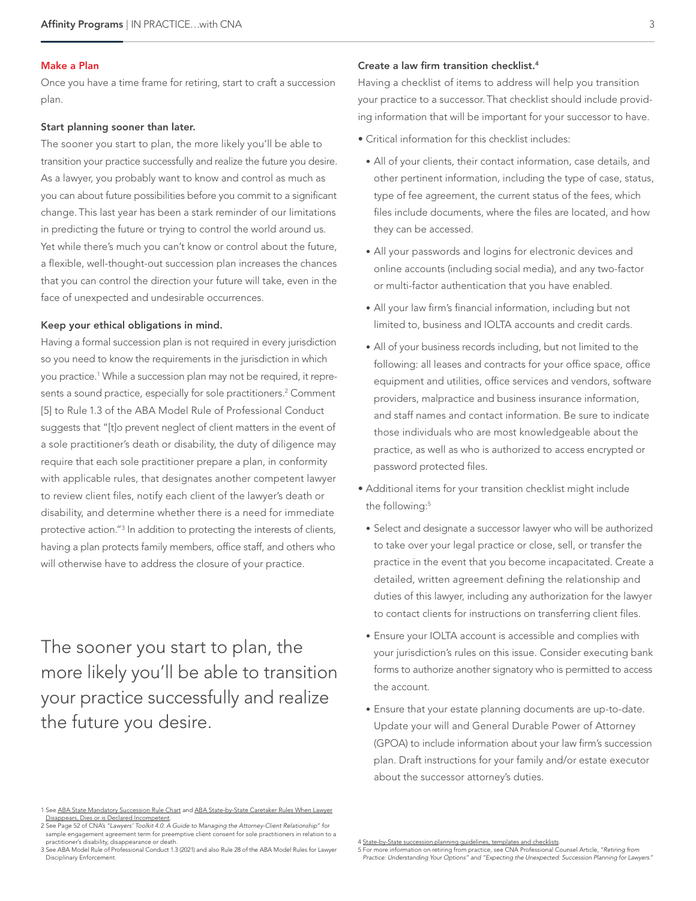## Make a Plan

Once you have a time frame for retiring, start to craft a succession plan.

### Start planning sooner than later.

The sooner you start to plan, the more likely you'll be able to transition your practice successfully and realize the future you desire. As a lawyer, you probably want to know and control as much as you can about future possibilities before you commit to a significant change. This last year has been a stark reminder of our limitations in predicting the future or trying to control the world around us. Yet while there's much you can't know or control about the future, a flexible, well-thought-out succession plan increases the chances that you can control the direction your future will take, even in the face of unexpected and undesirable occurrences.

### Keep your ethical obligations in mind.

Having a formal succession plan is not required in every jurisdiction so you need to know the requirements in the jurisdiction in which you practice.[1] While a succession plan may not be required, it represents a sound practice, especially for sole practitioners.[2] Comment [5] to Rule 1.3 of the ABA Model Rule of Professional Conduct suggests that "[t]o prevent neglect of client matters in the event of a sole practitioner's death or disability, the duty of diligence may require that each sole practitioner prepare a plan, in conformity with applicable rules, that designates another competent lawyer to review client files, notify each client of the lawyer's death or disability, and determine whether there is a need for immediate protective action."[3] In addition to protecting the interests of clients, having a plan protects family members, office staff, and others who will otherwise have to address the closure of your practice.

> The sooner you start to plan, the more likely you'll be able to transition your practice successfully and realize the future you desire.

### Create a law firm transition checklist.[4]

Having a checklist of items to address will help you transition your practice to a successor. That checklist should include providing information that will be important for your successor to have.

- Critical information for this checklist includes:
  - All of your clients, their contact information, case details, and other pertinent information, including the type of case, status, type of fee agreement, the current status of the fees, which files include documents, where the files are located, and how they can be accessed.
  - All your passwords and logins for electronic devices and online accounts (including social media), and any two-factor or multi-factor authentication that you have enabled.
  - All your law firm's financial information, including but not limited to, business and IOLTA accounts and credit cards.
  - All of your business records including, but not limited to the following: all leases and contracts for your office space, office equipment and utilities, office services and vendors, software providers, malpractice and business insurance information, and staff names and contact information. Be sure to indicate those individuals who are most knowledgeable about the practice, as well as who is authorized to access encrypted or password protected files.
- Additional items for your transition checklist might include the following:[5]
  - Select and designate a successor lawyer who will be authorized to take over your legal practice or close, sell, or transfer the practice in the event that you become incapacitated. Create a detailed, written agreement defining the relationship and duties of this lawyer, including any authorization for the lawyer to contact clients for instructions on transferring client files.
  - Ensure your IOLTA account is accessible and complies with your jurisdiction's rules on this issue. Consider executing bank forms to authorize another signatory who is permitted to access the account.
  - Ensure that your estate planning documents are up-to-date. Update your will and General Durable Power of Attorney (GPOA) to include information about your law firm's succession plan. Draft instructions for your family and/or estate executor about the successor attorney's duties.

---

1 See ABA State Mandatory Succession Rule Chart and ABA State-by-State Caretaker Rules When Lawyer Disappears, Dies or is Declared Incompetent.

2 See Page 52 of CNA's "*Lawyers' Toolkit 4.0: A Guide to Managing the Attorney-Client Relationship*" for sample engagement agreement term for preemptive client consent for sole practitioners in relation to a practitioner's disability, disappearance or death.

3 See ABA Model Rule of Professional Conduct 1.3 (2021) and also Rule 28 of the ABA Model Rules for Lawyer Disciplinary Enforcement.

4 State-by-State succession planning guidelines, templates and checklists.

5 For more information on retiring from practice, see CNA Professional Counsel Article, "*Retiring from Practice: Understanding Your Options*" and "*Expecting the Unexpected: Succession Planning for Lawyers.*"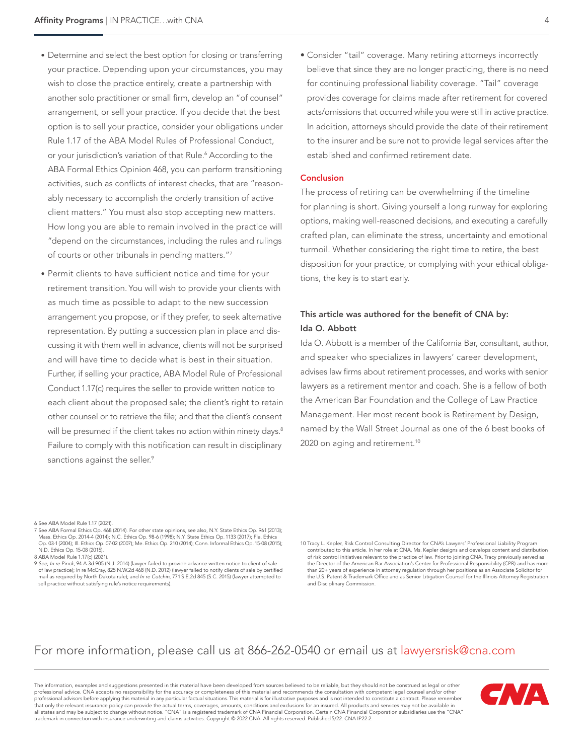- Determine and select the best option for closing or transferring your practice. Depending upon your circumstances, you may wish to close the practice entirely, create a partnership with another solo practitioner or small firm, develop an "of counsel" arrangement, or sell your practice. If you decide that the best option is to sell your practice, consider your obligations under Rule 1.17 of the ABA Model Rules of Professional Conduct, or your jurisdiction's variation of that Rule.[6] According to the ABA Formal Ethics Opinion 468, you can perform transitioning activities, such as conflicts of interest checks, that are "reasonably necessary to accomplish the orderly transition of active client matters." You must also stop accepting new matters. How long you are able to remain involved in the practice will "depend on the circumstances, including the rules and rulings of courts or other tribunals in pending matters."[7]
- Permit clients to have sufficient notice and time for your retirement transition. You will wish to provide your clients with as much time as possible to adapt to the new succession arrangement you propose, or if they prefer, to seek alternative representation. By putting a succession plan in place and discussing it with them well in advance, clients will not be surprised and will have time to decide what is best in their situation. Further, if selling your practice, ABA Model Rule of Professional Conduct 1.17(c) requires the seller to provide written notice to each client about the proposed sale; the client's right to retain other counsel or to retrieve the file; and that the client's consent will be presumed if the client takes no action within ninety days.[8] Failure to comply with this notification can result in disciplinary sanctions against the seller.[9]
- Consider "tail" coverage. Many retiring attorneys incorrectly believe that since they are no longer practicing, there is no need for continuing professional liability coverage. "Tail" coverage provides coverage for claims made after retirement for covered acts/omissions that occurred while you were still in active practice. In addition, attorneys should provide the date of their retirement to the insurer and be sure not to provide legal services after the established and confirmed retirement date.

## Conclusion

The process of retiring can be overwhelming if the timeline for planning is short. Giving yourself a long runway for exploring options, making well-reasoned decisions, and executing a carefully crafted plan, can eliminate the stress, uncertainty and emotional turmoil. Whether considering the right time to retire, the best disposition for your practice, or complying with your ethical obligations, the key is to start early.

**This article was authored for the benefit of CNA by: Ida O. Abbott**

Ida O. Abbott is a member of the California Bar, consultant, author, and speaker who specializes in lawyers' career development, advises law firms about retirement processes, and works with senior lawyers as a retirement mentor and coach. She is a fellow of both the American Bar Foundation and the College of Law Practice Management. Her most recent book is Retirement by Design, named by the Wall Street Journal as one of the 6 best books of 2020 on aging and retirement.[10]

6 See ABA Model Rule 1.17 (2021).

7 See ABA Formal Ethics Op. 468 (2014). For other state opinions, see also, N.Y. State Ethics Op. 961 (2013); Mass. Ethics Op. 2014-4 (2014); N.C. Ethics Op. 98-6 (1998); N.Y. State Ethics Op. 1133 (2017); Fla. Ethics Op. 03-1 (2004); Ill. Ethics Op. 07-02 (2007); Me. Ethics Op. 210 (2014); Conn. Informal Ethics Op. 15-08 (2015); N.D. Ethics Op. 15-08 (2015).

8 ABA Model Rule 1.17(c) (2021).

9 *See*, *In re Pinck*, 94 A.3d 905 (N.J. 2014) (lawyer failed to provide advance written notice to client of sale of law practice); In re McCray, 825 N.W.2d 468 (N.D. 2012) (lawyer failed to notify clients of sale by certified mail as required by North Dakota rule); and *In re Cutchin*, 771 S.E.2d 845 (S.C. 2015) (lawyer attempted to sell practice without satisfying rule's notice requirements).

10 Tracy L. Kepler, Risk Control Consulting Director for CNA's Lawyers' Professional Liability Program contributed to this article. In her role at CNA, Ms. Kepler designs and develops content and distribution of risk control initiatives relevant to the practice of law. Prior to joining CNA, Tracy previously served as the Director of the American Bar Association's Center for Professional Responsibility (CPR) and has more than 20+ years of experience in attorney regulation through her positions as an Associate Solicitor for the U.S. Patent & Trademark Office and as Senior Litigation Counsel for the Illinois Attorney Registration and Disciplinary Commission.

For more information, please call us at 866-262-0540 or email us at lawyersrisk@cna.com

The information, examples and suggestions presented in this material have been developed from sources believed to be reliable, but they should not be construed as legal or other professional advice. CNA accepts no responsibility for the accuracy or completeness of this material and recommends the consultation with competent legal counsel and/or other professional advisors before applying this material in any particular factual situations. This material is for illustrative purposes and is not intended to constitute a contract. Please remember that only the relevant insurance policy can provide the actual terms, coverages, amounts, conditions and exclusions for an insured. All products and services may not be available in all states and may be subject to change without notice. "CNA" is a registered trademark of CNA Financial Corporation. Certain CNA Financial Corporation subsidiaries use the "CNA" trademark in connection with insurance underwriting and claims activities. Copyright © 2022 CNA. All rights reserved. Published 5/22. CNA IP22-2.